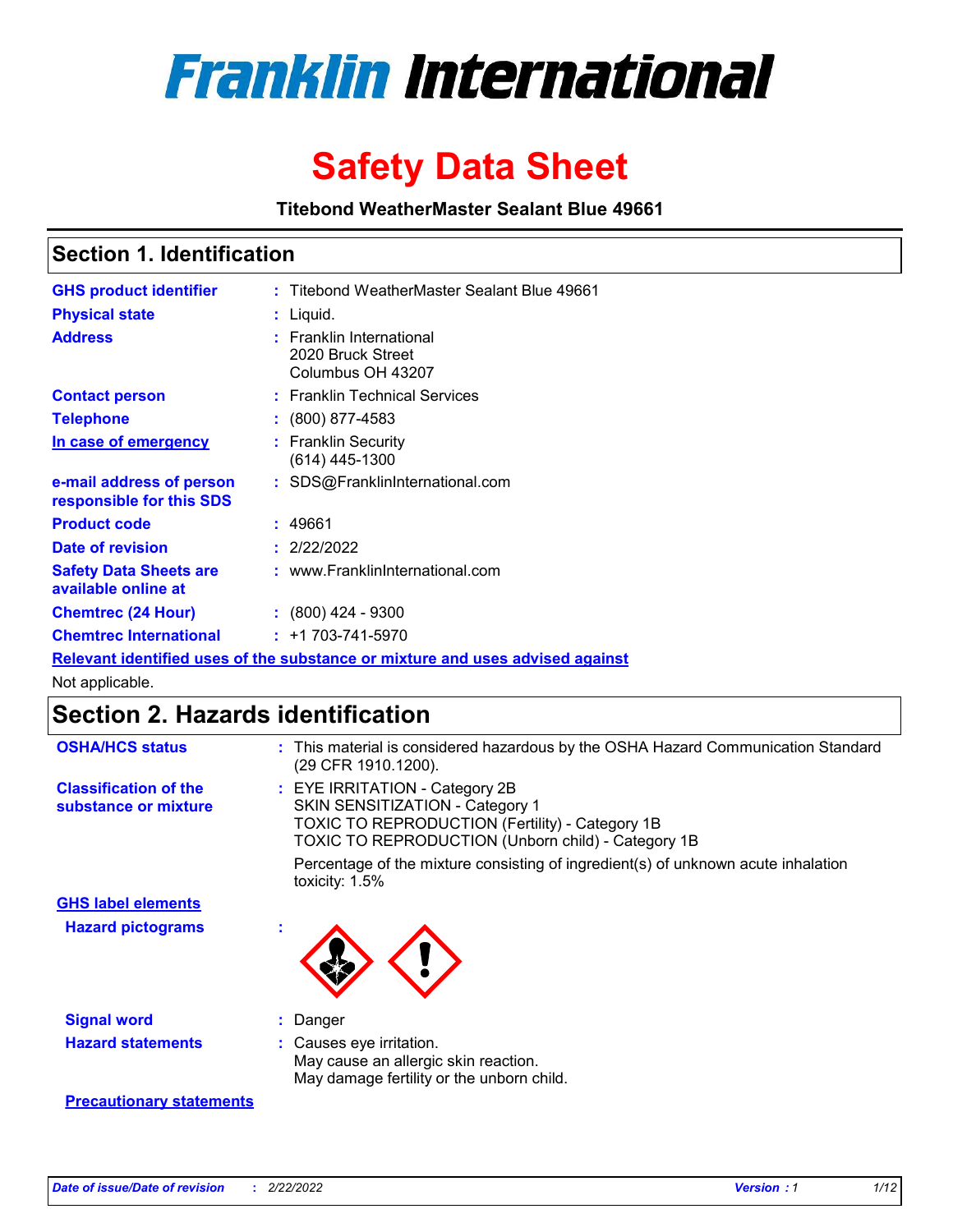# Franklin International

# Safety Data Sheet

**Titebond WeatherMaster Sealant Blue 49661**

## Section 1. Identification

| | | |
|---|---|---|
| **GHS product identifier** | : | Titebond WeatherMaster Sealant Blue 49661 |
| **Physical state** | : | Liquid. |
| **Address** | : | Franklin International<br>2020 Bruck Street<br>Columbus OH 43207 |
| **Contact person** | : | Franklin Technical Services |
| **Telephone** | : | (800) 877-4583 |
| **In case of emergency** | : | Franklin Security<br>(614) 445-1300 |
| **e-mail address of person responsible for this SDS** | : | SDS@FranklinInternational.com |
| **Product code** | : | 49661 |
| **Date of revision** | : | 2/22/2022 |
| **Safety Data Sheets are available online at** | : | www.FranklinInternational.com |
| **Chemtrec (24 Hour)** | : | (800) 424 - 9300 |
| **Chemtrec International** | : | +1 703-741-5970 |

**Relevant identified uses of the substance or mixture and uses advised against**

Not applicable.

## Section 2. Hazards identification

**OSHA/HCS status** : This material is considered hazardous by the OSHA Hazard Communication Standard (29 CFR 1910.1200).

**Classification of the substance or mixture** : EYE IRRITATION - Category 2B
SKIN SENSITIZATION - Category 1
TOXIC TO REPRODUCTION (Fertility) - Category 1B
TOXIC TO REPRODUCTION (Unborn child) - Category 1B

Percentage of the mixture consisting of ingredient(s) of unknown acute inhalation toxicity: 1.5%

**GHS label elements**

**Hazard pictograms** :

**Signal word** : Danger

**Hazard statements** : Causes eye irritation.
May cause an allergic skin reaction.
May damage fertility or the unborn child.

**Precautionary statements**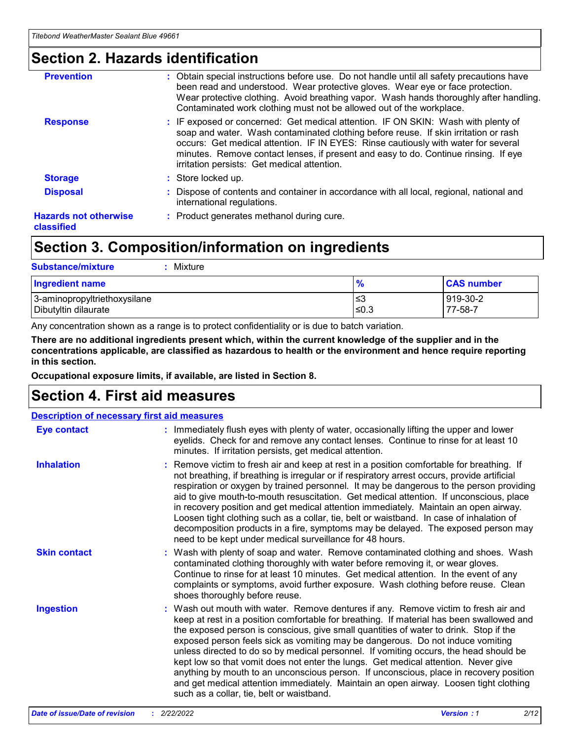# Section 2. Hazards identification

**Prevention** : Obtain special instructions before use. Do not handle until all safety precautions have been read and understood. Wear protective gloves. Wear eye or face protection. Wear protective clothing. Avoid breathing vapor. Wash hands thoroughly after handling. Contaminated work clothing must not be allowed out of the workplace.

**Response** : IF exposed or concerned: Get medical attention. IF ON SKIN: Wash with plenty of soap and water. Wash contaminated clothing before reuse. If skin irritation or rash occurs: Get medical attention. IF IN EYES: Rinse cautiously with water for several minutes. Remove contact lenses, if present and easy to do. Continue rinsing. If eye irritation persists: Get medical attention.

**Storage** : Store locked up.

**Disposal** : Dispose of contents and container in accordance with all local, regional, national and international regulations.

**Hazards not otherwise classified** : Product generates methanol during cure.

# Section 3. Composition/information on ingredients

**Substance/mixture** : Mixture

| Ingredient name | % | CAS number |
|---|---|---|
| 3-aminopropyltriethoxysilane | ≤3 | 919-30-2 |
| Dibutyltin dilaurate | ≤0.3 | 77-58-7 |

Any concentration shown as a range is to protect confidentiality or is due to batch variation.

**There are no additional ingredients present which, within the current knowledge of the supplier and in the concentrations applicable, are classified as hazardous to health or the environment and hence require reporting in this section.**

**Occupational exposure limits, if available, are listed in Section 8.**

# Section 4. First aid measures

## Description of necessary first aid measures

**Eye contact** : Immediately flush eyes with plenty of water, occasionally lifting the upper and lower eyelids. Check for and remove any contact lenses. Continue to rinse for at least 10 minutes. If irritation persists, get medical attention.

**Inhalation** : Remove victim to fresh air and keep at rest in a position comfortable for breathing. If not breathing, if breathing is irregular or if respiratory arrest occurs, provide artificial respiration or oxygen by trained personnel. It may be dangerous to the person providing aid to give mouth-to-mouth resuscitation. Get medical attention. If unconscious, place in recovery position and get medical attention immediately. Maintain an open airway. Loosen tight clothing such as a collar, tie, belt or waistband. In case of inhalation of decomposition products in a fire, symptoms may be delayed. The exposed person may need to be kept under medical surveillance for 48 hours.

**Skin contact** : Wash with plenty of soap and water. Remove contaminated clothing and shoes. Wash contaminated clothing thoroughly with water before removing it, or wear gloves. Continue to rinse for at least 10 minutes. Get medical attention. In the event of any complaints or symptoms, avoid further exposure. Wash clothing before reuse. Clean shoes thoroughly before reuse.

**Ingestion** : Wash out mouth with water. Remove dentures if any. Remove victim to fresh air and keep at rest in a position comfortable for breathing. If material has been swallowed and the exposed person is conscious, give small quantities of water to drink. Stop if the exposed person feels sick as vomiting may be dangerous. Do not induce vomiting unless directed to do so by medical personnel. If vomiting occurs, the head should be kept low so that vomit does not enter the lungs. Get medical attention. Never give anything by mouth to an unconscious person. If unconscious, place in recovery position and get medical attention immediately. Maintain an open airway. Loosen tight clothing such as a collar, tie, belt or waistband.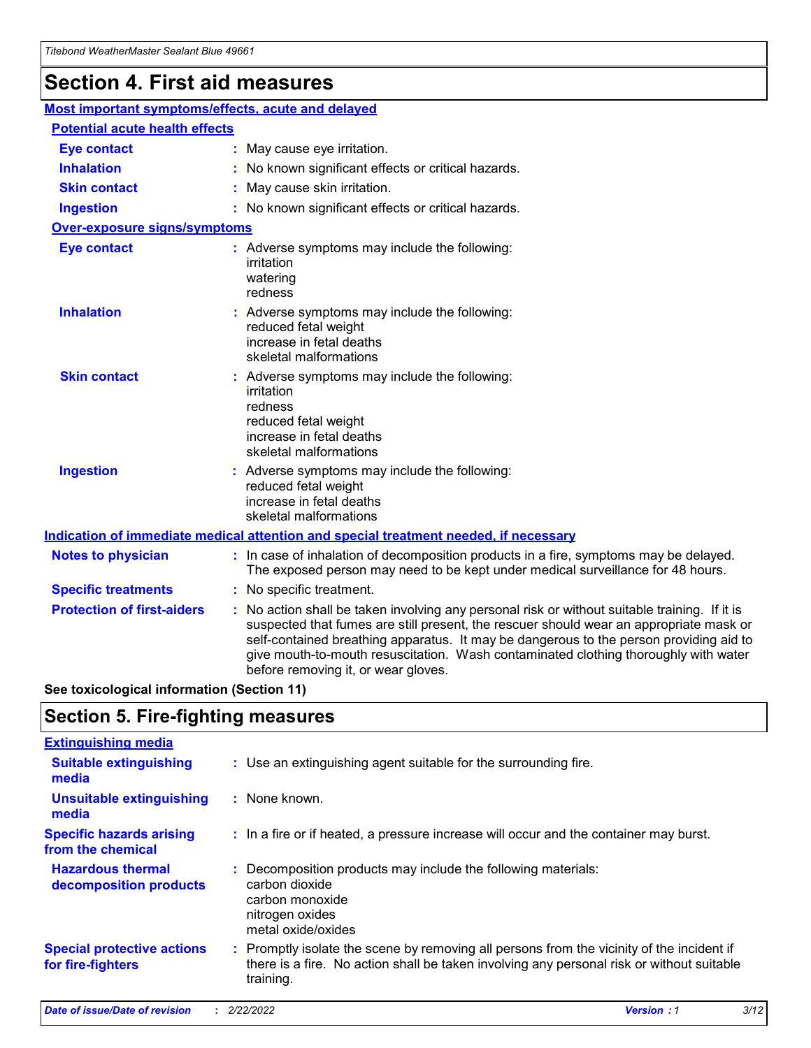# Section 4. First aid measures

## Most important symptoms/effects, acute and delayed

### Potential acute health effects

**Eye contact** : May cause eye irritation.

**Inhalation** : No known significant effects or critical hazards.

**Skin contact** : May cause skin irritation.

**Ingestion** : No known significant effects or critical hazards.

### Over-exposure signs/symptoms

**Eye contact** : Adverse symptoms may include the following:
irritation
watering
redness

**Inhalation** : Adverse symptoms may include the following:
reduced fetal weight
increase in fetal deaths
skeletal malformations

**Skin contact** : Adverse symptoms may include the following:
irritation
redness
reduced fetal weight
increase in fetal deaths
skeletal malformations

**Ingestion** : Adverse symptoms may include the following:
reduced fetal weight
increase in fetal deaths
skeletal malformations

## Indication of immediate medical attention and special treatment needed, if necessary

**Notes to physician** : In case of inhalation of decomposition products in a fire, symptoms may be delayed. The exposed person may need to be kept under medical surveillance for 48 hours.

**Specific treatments** : No specific treatment.

**Protection of first-aiders** : No action shall be taken involving any personal risk or without suitable training. If it is suspected that fumes are still present, the rescuer should wear an appropriate mask or self-contained breathing apparatus. It may be dangerous to the person providing aid to give mouth-to-mouth resuscitation. Wash contaminated clothing thoroughly with water before removing it, or wear gloves.

**See toxicological information (Section 11)**

# Section 5. Fire-fighting measures

## Extinguishing media

**Suitable extinguishing media** : Use an extinguishing agent suitable for the surrounding fire.

**Unsuitable extinguishing media** : None known.

**Specific hazards arising from the chemical** : In a fire or if heated, a pressure increase will occur and the container may burst.

**Hazardous thermal decomposition products** : Decomposition products may include the following materials:
carbon dioxide
carbon monoxide
nitrogen oxides
metal oxide/oxides

**Special protective actions for fire-fighters** : Promptly isolate the scene by removing all persons from the vicinity of the incident if there is a fire. No action shall be taken involving any personal risk or without suitable training.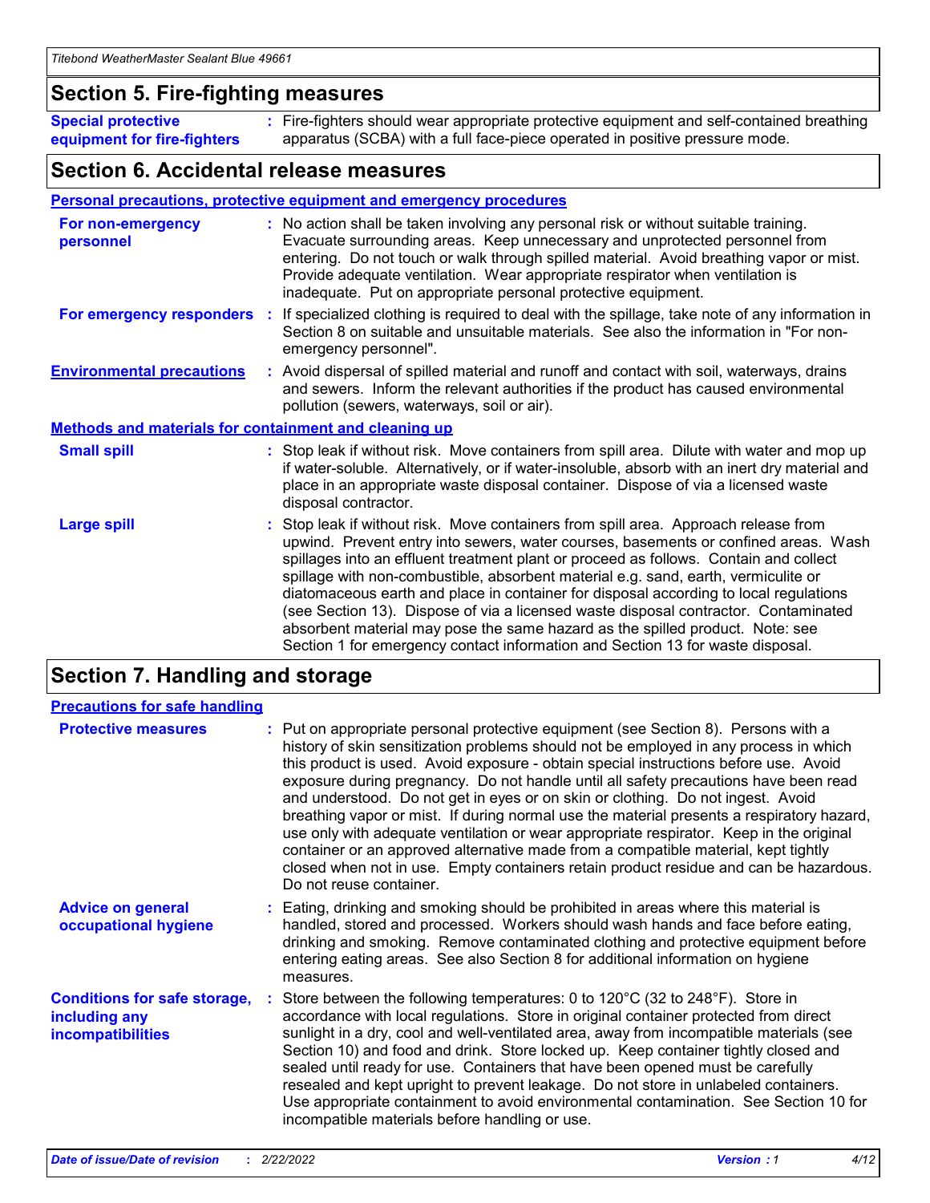## Section 5. Fire-fighting measures

**Special protective equipment for fire-fighters** : Fire-fighters should wear appropriate protective equipment and self-contained breathing apparatus (SCBA) with a full face-piece operated in positive pressure mode.

## Section 6. Accidental release measures

### Personal precautions, protective equipment and emergency procedures

**For non-emergency personnel** : No action shall be taken involving any personal risk or without suitable training. Evacuate surrounding areas. Keep unnecessary and unprotected personnel from entering. Do not touch or walk through spilled material. Avoid breathing vapor or mist. Provide adequate ventilation. Wear appropriate respirator when ventilation is inadequate. Put on appropriate personal protective equipment.

**For emergency responders** : If specialized clothing is required to deal with the spillage, take note of any information in Section 8 on suitable and unsuitable materials. See also the information in "For non-emergency personnel".

**Environmental precautions** : Avoid dispersal of spilled material and runoff and contact with soil, waterways, drains and sewers. Inform the relevant authorities if the product has caused environmental pollution (sewers, waterways, soil or air).

### Methods and materials for containment and cleaning up

**Small spill** : Stop leak if without risk. Move containers from spill area. Dilute with water and mop up if water-soluble. Alternatively, or if water-insoluble, absorb with an inert dry material and place in an appropriate waste disposal container. Dispose of via a licensed waste disposal contractor.

**Large spill** : Stop leak if without risk. Move containers from spill area. Approach release from upwind. Prevent entry into sewers, water courses, basements or confined areas. Wash spillages into an effluent treatment plant or proceed as follows. Contain and collect spillage with non-combustible, absorbent material e.g. sand, earth, vermiculite or diatomaceous earth and place in container for disposal according to local regulations (see Section 13). Dispose of via a licensed waste disposal contractor. Contaminated absorbent material may pose the same hazard as the spilled product. Note: see Section 1 for emergency contact information and Section 13 for waste disposal.

## Section 7. Handling and storage

### Precautions for safe handling

**Protective measures** : Put on appropriate personal protective equipment (see Section 8). Persons with a history of skin sensitization problems should not be employed in any process in which this product is used. Avoid exposure - obtain special instructions before use. Avoid exposure during pregnancy. Do not handle until all safety precautions have been read and understood. Do not get in eyes or on skin or clothing. Do not ingest. Avoid breathing vapor or mist. If during normal use the material presents a respiratory hazard, use only with adequate ventilation or wear appropriate respirator. Keep in the original container or an approved alternative made from a compatible material, kept tightly closed when not in use. Empty containers retain product residue and can be hazardous. Do not reuse container.

**Advice on general occupational hygiene** : Eating, drinking and smoking should be prohibited in areas where this material is handled, stored and processed. Workers should wash hands and face before eating, drinking and smoking. Remove contaminated clothing and protective equipment before entering eating areas. See also Section 8 for additional information on hygiene measures.

**Conditions for safe storage, including any incompatibilities** : Store between the following temperatures: 0 to 120°C (32 to 248°F). Store in accordance with local regulations. Store in original container protected from direct sunlight in a dry, cool and well-ventilated area, away from incompatible materials (see Section 10) and food and drink. Store locked up. Keep container tightly closed and sealed until ready for use. Containers that have been opened must be carefully resealed and kept upright to prevent leakage. Do not store in unlabeled containers. Use appropriate containment to avoid environmental contamination. See Section 10 for incompatible materials before handling or use.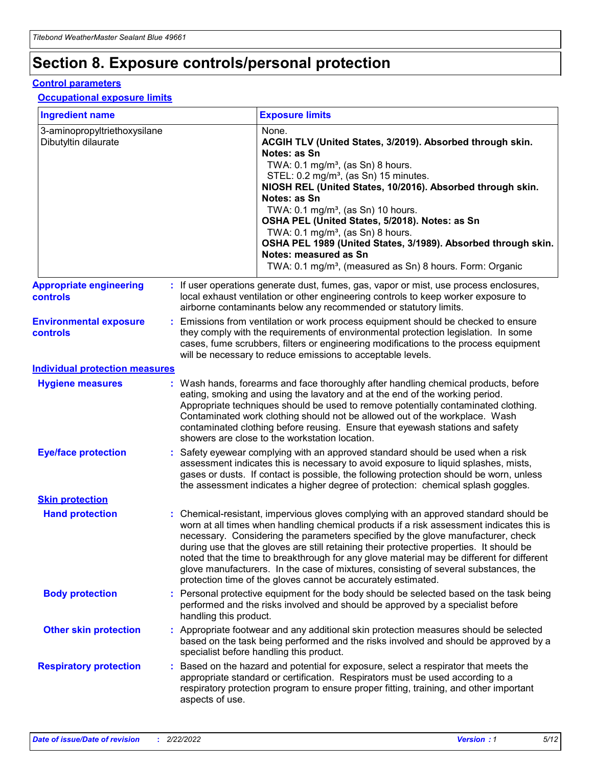# Section 8. Exposure controls/personal protection

## Control parameters

### Occupational exposure limits

| Ingredient name | Exposure limits |
|---|---|
| 3-aminopropyltriethoxysilane<br>Dibutyltin dilaurate | None.<br>**ACGIH TLV (United States, 3/2019). Absorbed through skin. Notes: as Sn**<br>TWA: 0.1 mg/m³, (as Sn) 8 hours.<br>STEL: 0.2 mg/m³, (as Sn) 15 minutes.<br>**NIOSH REL (United States, 10/2016). Absorbed through skin. Notes: as Sn**<br>TWA: 0.1 mg/m³, (as Sn) 10 hours.<br>**OSHA PEL (United States, 5/2018). Notes: as Sn**<br>TWA: 0.1 mg/m³, (as Sn) 8 hours.<br>**OSHA PEL 1989 (United States, 3/1989). Absorbed through skin. Notes: measured as Sn**<br>TWA: 0.1 mg/m³, (measured as Sn) 8 hours. Form: Organic |

**Appropriate engineering controls** : If user operations generate dust, fumes, gas, vapor or mist, use process enclosures, local exhaust ventilation or other engineering controls to keep worker exposure to airborne contaminants below any recommended or statutory limits.

**Environmental exposure controls** : Emissions from ventilation or work process equipment should be checked to ensure they comply with the requirements of environmental protection legislation. In some cases, fume scrubbers, filters or engineering modifications to the process equipment will be necessary to reduce emissions to acceptable levels.

## Individual protection measures

**Hygiene measures** : Wash hands, forearms and face thoroughly after handling chemical products, before eating, smoking and using the lavatory and at the end of the working period. Appropriate techniques should be used to remove potentially contaminated clothing. Contaminated work clothing should not be allowed out of the workplace. Wash contaminated clothing before reusing. Ensure that eyewash stations and safety showers are close to the workstation location.

**Eye/face protection** : Safety eyewear complying with an approved standard should be used when a risk assessment indicates this is necessary to avoid exposure to liquid splashes, mists, gases or dusts. If contact is possible, the following protection should be worn, unless the assessment indicates a higher degree of protection: chemical splash goggles.

### Skin protection

**Hand protection** : Chemical-resistant, impervious gloves complying with an approved standard should be worn at all times when handling chemical products if a risk assessment indicates this is necessary. Considering the parameters specified by the glove manufacturer, check during use that the gloves are still retaining their protective properties. It should be noted that the time to breakthrough for any glove material may be different for different glove manufacturers. In the case of mixtures, consisting of several substances, the protection time of the gloves cannot be accurately estimated.

**Body protection** : Personal protective equipment for the body should be selected based on the task being performed and the risks involved and should be approved by a specialist before handling this product.

**Other skin protection** : Appropriate footwear and any additional skin protection measures should be selected based on the task being performed and the risks involved and should be approved by a specialist before handling this product.

**Respiratory protection** : Based on the hazard and potential for exposure, select a respirator that meets the appropriate standard or certification. Respirators must be used according to a respiratory protection program to ensure proper fitting, training, and other important aspects of use.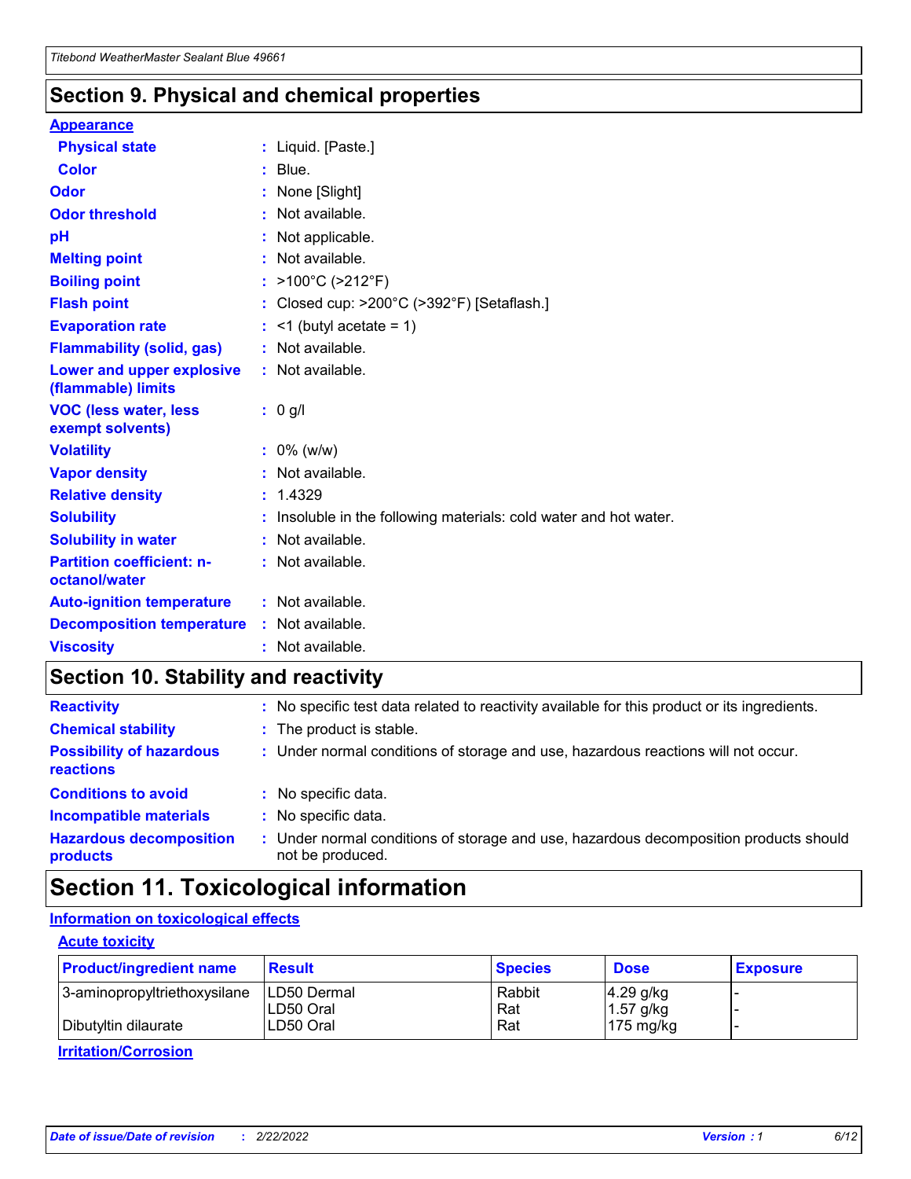## Section 9. Physical and chemical properties

**Appearance**

| | |
|---|---|
| **Physical state** | : Liquid. [Paste.] |
| **Color** | : Blue. |
| **Odor** | : None [Slight] |
| **Odor threshold** | : Not available. |
| **pH** | : Not applicable. |
| **Melting point** | : Not available. |
| **Boiling point** | : >100°C (>212°F) |
| **Flash point** | : Closed cup: >200°C (>392°F) [Setaflash.] |
| **Evaporation rate** | : <1 (butyl acetate = 1) |
| **Flammability (solid, gas)** | : Not available. |
| **Lower and upper explosive (flammable) limits** | : Not available. |
| **VOC (less water, less exempt solvents)** | : 0 g/l |
| **Volatility** | : 0% (w/w) |
| **Vapor density** | : Not available. |
| **Relative density** | : 1.4329 |
| **Solubility** | : Insoluble in the following materials: cold water and hot water. |
| **Solubility in water** | : Not available. |
| **Partition coefficient: n-octanol/water** | : Not available. |
| **Auto-ignition temperature** | : Not available. |
| **Decomposition temperature** | : Not available. |
| **Viscosity** | : Not available. |

## Section 10. Stability and reactivity

| | |
|---|---|
| **Reactivity** | : No specific test data related to reactivity available for this product or its ingredients. |
| **Chemical stability** | : The product is stable. |
| **Possibility of hazardous reactions** | : Under normal conditions of storage and use, hazardous reactions will not occur. |
| **Conditions to avoid** | : No specific data. |
| **Incompatible materials** | : No specific data. |
| **Hazardous decomposition products** | : Under normal conditions of storage and use, hazardous decomposition products should not be produced. |

## Section 11. Toxicological information

**Information on toxicological effects**

**Acute toxicity**

| Product/ingredient name | Result | Species | Dose | Exposure |
|---|---|---|---|---|
| 3-aminopropyltriethoxysilane | LD50 Dermal | Rabbit | 4.29 g/kg | - |
| | LD50 Oral | Rat | 1.57 g/kg | - |
| Dibutyltin dilaurate | LD50 Oral | Rat | 175 mg/kg | - |

**Irritation/Corrosion**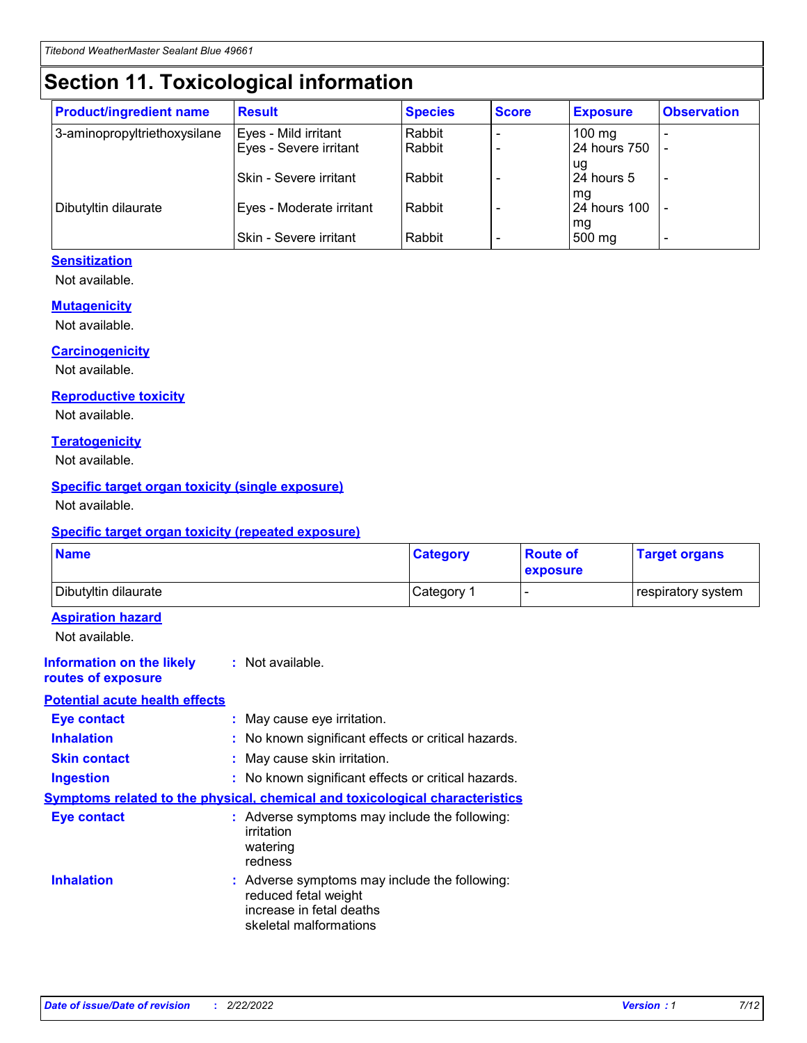# Section 11. Toxicological information

| Product/ingredient name | Result | Species | Score | Exposure | Observation |
| --- | --- | --- | --- | --- | --- |
| 3-aminopropyltriethoxysilane | Eyes - Mild irritant | Rabbit | - | 100 mg | - |
| | Eyes - Severe irritant | Rabbit | - | 24 hours 750 ug | - |
| | Skin - Severe irritant | Rabbit | - | 24 hours 5 mg | - |
| Dibutyltin dilaurate | Eyes - Moderate irritant | Rabbit | - | 24 hours 100 mg | - |
| | Skin - Severe irritant | Rabbit | - | 500 mg | - |

### Sensitization

Not available.

### Mutagenicity

Not available.

### Carcinogenicity

Not available.

### Reproductive toxicity

Not available.

### Teratogenicity

Not available.

### Specific target organ toxicity (single exposure)

Not available.

### Specific target organ toxicity (repeated exposure)

| Name | Category | Route of exposure | Target organs |
| --- | --- | --- | --- |
| Dibutyltin dilaurate | Category 1 | - | respiratory system |

### Aspiration hazard

Not available.

**Information on the likely routes of exposure** : Not available.

### Potential acute health effects

**Eye contact** : May cause eye irritation.

**Inhalation** : No known significant effects or critical hazards.

**Skin contact** : May cause skin irritation.

**Ingestion** : No known significant effects or critical hazards.

### Symptoms related to the physical, chemical and toxicological characteristics

**Eye contact** : Adverse symptoms may include the following:
irritation
watering
redness

**Inhalation** : Adverse symptoms may include the following:
reduced fetal weight
increase in fetal deaths
skeletal malformations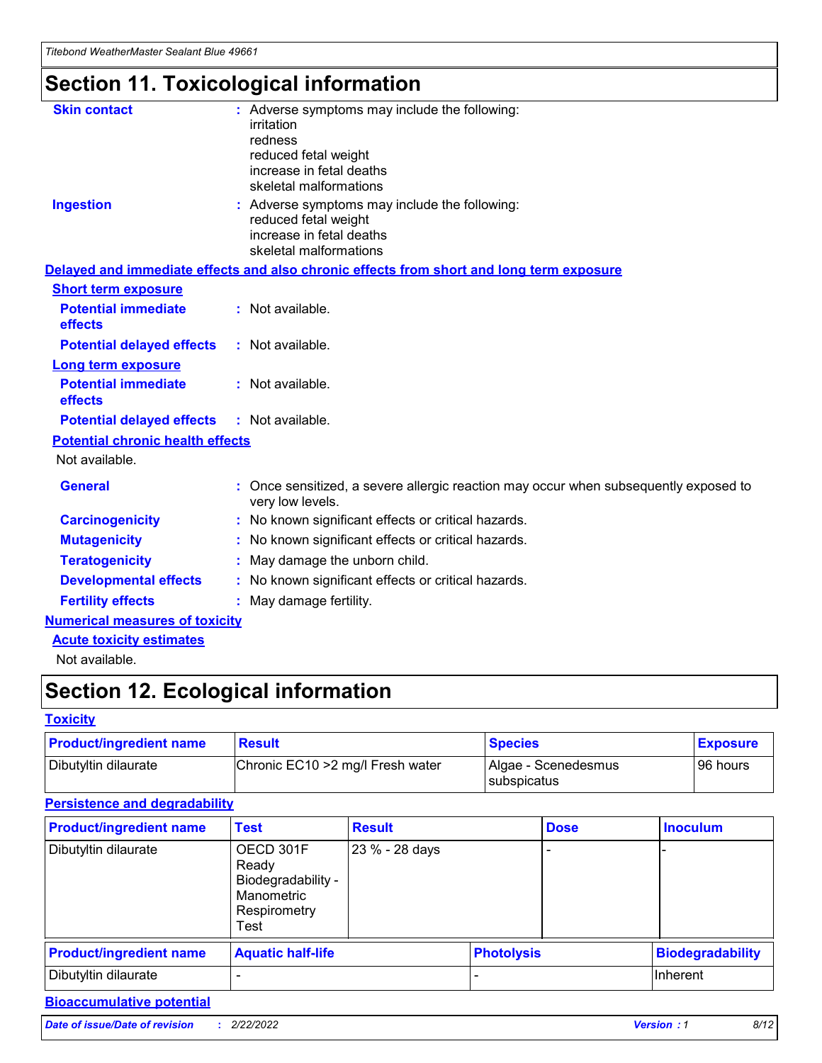# Section 11. Toxicological information

**Skin contact** : Adverse symptoms may include the following:
irritation
redness
reduced fetal weight
increase in fetal deaths
skeletal malformations

**Ingestion** : Adverse symptoms may include the following:
reduced fetal weight
increase in fetal deaths
skeletal malformations

**Delayed and immediate effects and also chronic effects from short and long term exposure**

**Short term exposure**

**Potential immediate effects** : Not available.

**Potential delayed effects** : Not available.

**Long term exposure**

**Potential immediate effects** : Not available.

**Potential delayed effects** : Not available.

**Potential chronic health effects**

Not available.

**General** : Once sensitized, a severe allergic reaction may occur when subsequently exposed to very low levels.

**Carcinogenicity** : No known significant effects or critical hazards.

**Mutagenicity** : No known significant effects or critical hazards.

**Teratogenicity** : May damage the unborn child.

**Developmental effects** : No known significant effects or critical hazards.

**Fertility effects** : May damage fertility.

**Numerical measures of toxicity**

**Acute toxicity estimates**

Not available.

# Section 12. Ecological information

**Toxicity**

| Product/ingredient name | Result | Species | Exposure |
|---|---|---|---|
| Dibutyltin dilaurate | Chronic EC10 >2 mg/l Fresh water | Algae - Scenedesmus subspicatus | 96 hours |

**Persistence and degradability**

| Product/ingredient name | Test | Result | Dose | Inoculum |
|---|---|---|---|---|
| Dibutyltin dilaurate | OECD 301F Ready Biodegradability - Manometric Respirometry Test | 23 % - 28 days | - | - |

| Product/ingredient name | Aquatic half-life | Photolysis | Biodegradability |
|---|---|---|---|
| Dibutyltin dilaurate | - | - | Inherent |

**Bioaccumulative potential**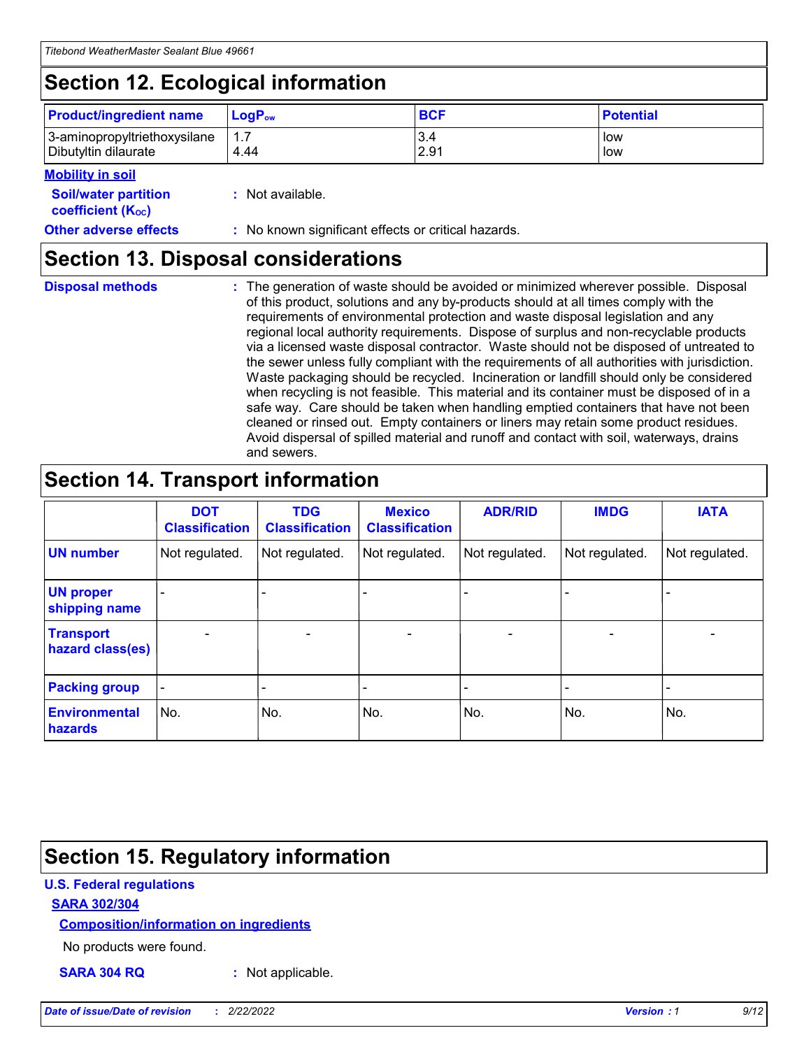## Section 12. Ecological information

| Product/ingredient name | $LogP_{ow}$ | BCF | Potential |
|---|---|---|---|
| 3-aminopropyltriethoxysilane | 1.7 | 3.4 | low |
| Dibutyltin dilaurate | 4.44 | 2.91 | low |

**Mobility in soil**

**Soil/water partition coefficient ($K_{OC}$)** : Not available.

**Other adverse effects** : No known significant effects or critical hazards.

## Section 13. Disposal considerations

**Disposal methods** : The generation of waste should be avoided or minimized wherever possible. Disposal of this product, solutions and any by-products should at all times comply with the requirements of environmental protection and waste disposal legislation and any regional local authority requirements. Dispose of surplus and non-recyclable products via a licensed waste disposal contractor. Waste should not be disposed of untreated to the sewer unless fully compliant with the requirements of all authorities with jurisdiction. Waste packaging should be recycled. Incineration or landfill should only be considered when recycling is not feasible. This material and its container must be disposed of in a safe way. Care should be taken when handling emptied containers that have not been cleaned or rinsed out. Empty containers or liners may retain some product residues. Avoid dispersal of spilled material and runoff and contact with soil, waterways, drains and sewers.

## Section 14. Transport information

| | DOT Classification | TDG Classification | Mexico Classification | ADR/RID | IMDG | IATA |
|---|---|---|---|---|---|---|
| UN number | Not regulated. | Not regulated. | Not regulated. | Not regulated. | Not regulated. | Not regulated. |
| UN proper shipping name | - | - | - | - | - | - |
| Transport hazard class(es) | - | - | - | - | - | - |
| Packing group | - | - | - | - | - | - |
| Environmental hazards | No. | No. | No. | No. | No. | No. |

## Section 15. Regulatory information

**U.S. Federal regulations**

**SARA 302/304**

**Composition/information on ingredients**

No products were found.

**SARA 304 RQ** : Not applicable.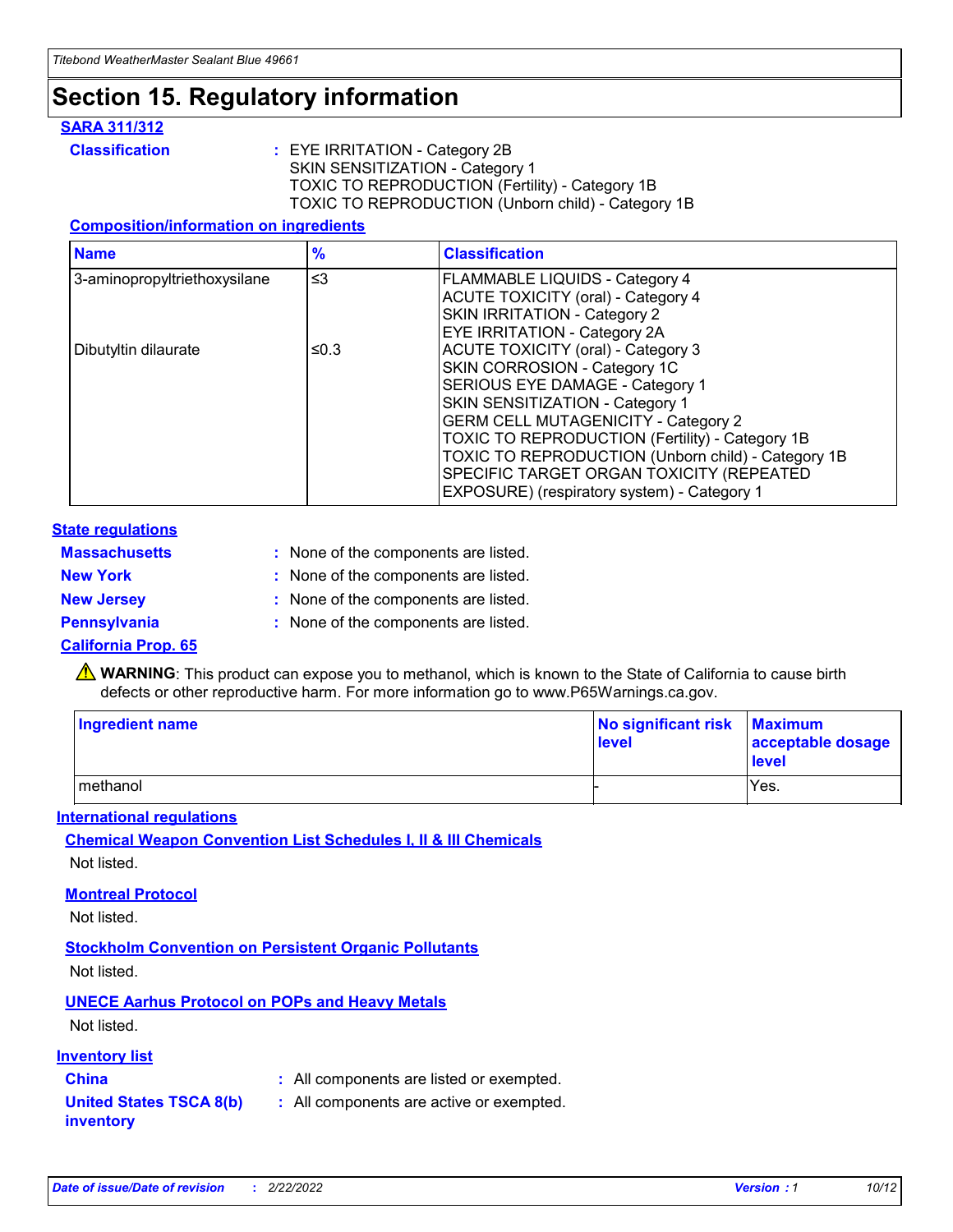# Section 15. Regulatory information

## SARA 311/312

**Classification** : EYE IRRITATION - Category 2B
SKIN SENSITIZATION - Category 1
TOXIC TO REPRODUCTION (Fertility) - Category 1B
TOXIC TO REPRODUCTION (Unborn child) - Category 1B

### Composition/information on ingredients

| Name | % | Classification |
| --- | --- | --- |
| 3-aminopropyltriethoxysilane | ≤3 | FLAMMABLE LIQUIDS - Category 4<br>ACUTE TOXICITY (oral) - Category 4<br>SKIN IRRITATION - Category 2<br>EYE IRRITATION - Category 2A |
| Dibutyltin dilaurate | ≤0.3 | ACUTE TOXICITY (oral) - Category 3<br>SKIN CORROSION - Category 1C<br>SERIOUS EYE DAMAGE - Category 1<br>SKIN SENSITIZATION - Category 1<br>GERM CELL MUTAGENICITY - Category 2<br>TOXIC TO REPRODUCTION (Fertility) - Category 1B<br>TOXIC TO REPRODUCTION (Unborn child) - Category 1B<br>SPECIFIC TARGET ORGAN TOXICITY (REPEATED EXPOSURE) (respiratory system) - Category 1 |

## State regulations

**Massachusetts** : None of the components are listed.

**New York** : None of the components are listed.

**New Jersey** : None of the components are listed.

**Pennsylvania** : None of the components are listed.

## California Prop. 65

⚠ **WARNING**: This product can expose you to methanol, which is known to the State of California to cause birth defects or other reproductive harm. For more information go to www.P65Warnings.ca.gov.

| Ingredient name | No significant risk level | Maximum acceptable dosage level |
| --- | --- | --- |
| methanol | - | Yes. |

## International regulations

### Chemical Weapon Convention List Schedules I, II & III Chemicals

Not listed.

### Montreal Protocol

Not listed.

### Stockholm Convention on Persistent Organic Pollutants

Not listed.

### UNECE Aarhus Protocol on POPs and Heavy Metals

Not listed.

## Inventory list

**China** : All components are listed or exempted.

**United States TSCA 8(b) inventory** : All components are active or exempted.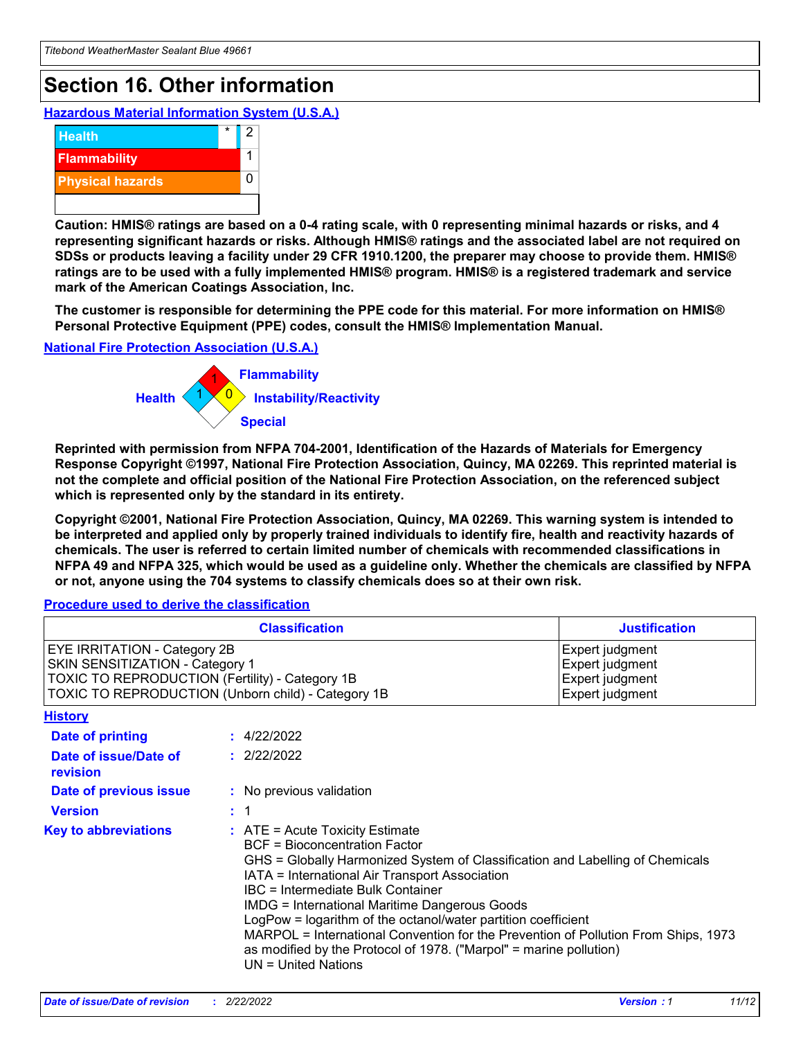# Section 16. Other information

**Hazardous Material Information System (U.S.A.)**

| | | |
|---|---|---|
| Health | * | 2 |
| Flammability | | 1 |
| Physical hazards | | 0 |

**Caution: HMIS® ratings are based on a 0-4 rating scale, with 0 representing minimal hazards or risks, and 4 representing significant hazards or risks. Although HMIS® ratings and the associated label are not required on SDSs or products leaving a facility under 29 CFR 1910.1200, the preparer may choose to provide them. HMIS® ratings are to be used with a fully implemented HMIS® program. HMIS® is a registered trademark and service mark of the American Coatings Association, Inc.**

**The customer is responsible for determining the PPE code for this material. For more information on HMIS® Personal Protective Equipment (PPE) codes, consult the HMIS® Implementation Manual.**

**National Fire Protection Association (U.S.A.)**

Health: 1
Flammability: 1
Instability/Reactivity: 0
Special:

**Reprinted with permission from NFPA 704-2001, Identification of the Hazards of Materials for Emergency Response Copyright ©1997, National Fire Protection Association, Quincy, MA 02269. This reprinted material is not the complete and official position of the National Fire Protection Association, on the referenced subject which is represented only by the standard in its entirety.**

**Copyright ©2001, National Fire Protection Association, Quincy, MA 02269. This warning system is intended to be interpreted and applied only by properly trained individuals to identify fire, health and reactivity hazards of chemicals. The user is referred to certain limited number of chemicals with recommended classifications in NFPA 49 and NFPA 325, which would be used as a guideline only. Whether the chemicals are classified by NFPA or not, anyone using the 704 systems to classify chemicals does so at their own risk.**

**Procedure used to derive the classification**

| Classification | Justification |
|---|---|
| EYE IRRITATION - Category 2B | Expert judgment |
| SKIN SENSITIZATION - Category 1 | Expert judgment |
| TOXIC TO REPRODUCTION (Fertility) - Category 1B | Expert judgment |
| TOXIC TO REPRODUCTION (Unborn child) - Category 1B | Expert judgment |

**History**

**Date of printing** : 4/22/2022

**Date of issue/Date of revision** : 2/22/2022

**Date of previous issue** : No previous validation

**Version** : 1

**Key to abbreviations** : ATE = Acute Toxicity Estimate
BCF = Bioconcentration Factor
GHS = Globally Harmonized System of Classification and Labelling of Chemicals
IATA = International Air Transport Association
IBC = Intermediate Bulk Container
IMDG = International Maritime Dangerous Goods
LogPow = logarithm of the octanol/water partition coefficient
MARPOL = International Convention for the Prevention of Pollution From Ships, 1973 as modified by the Protocol of 1978. ("Marpol" = marine pollution)
UN = United Nations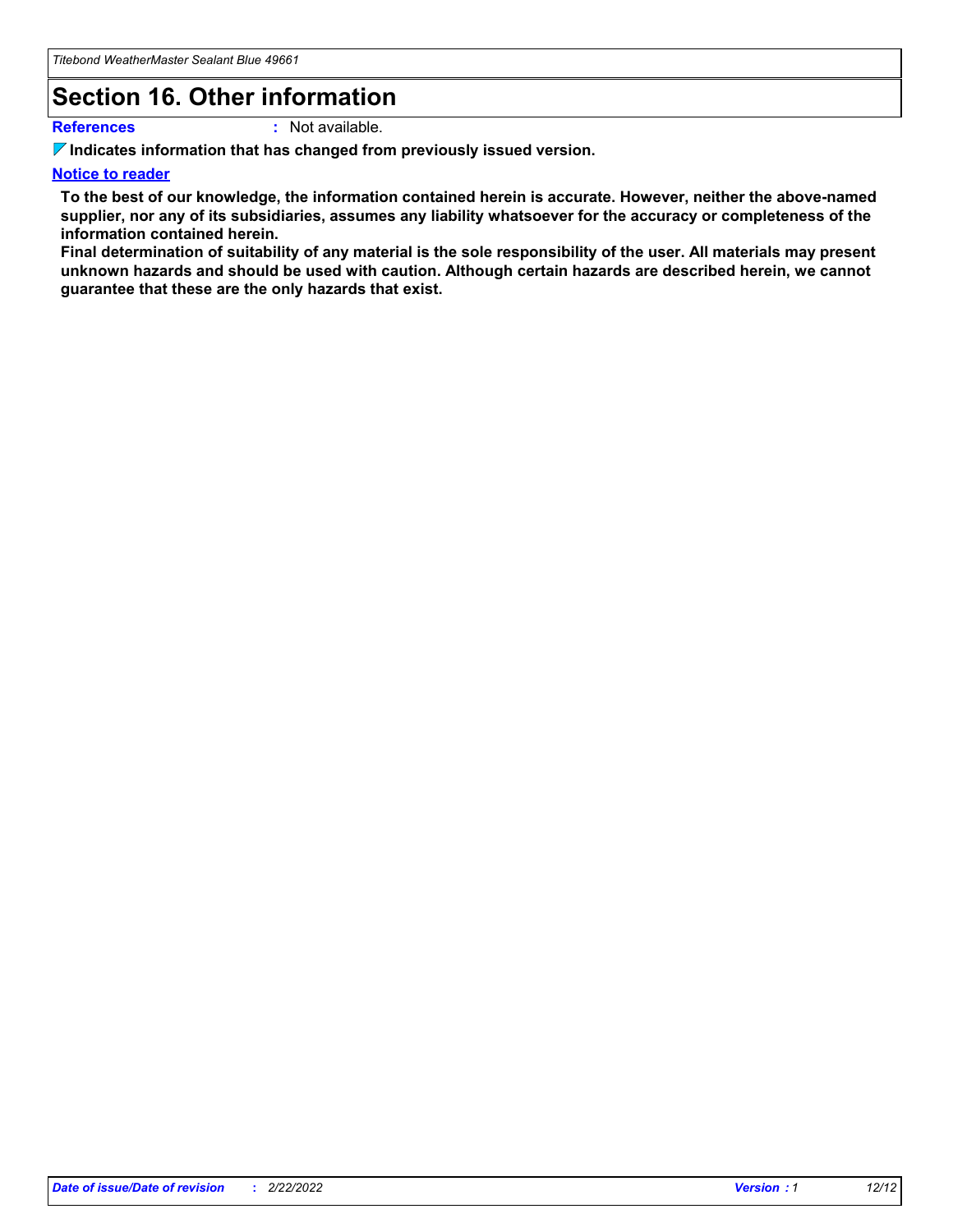# Section 16. Other information

**References** : Not available.

**Indicates information that has changed from previously issued version.**

**Notice to reader**

**To the best of our knowledge, the information contained herein is accurate. However, neither the above-named supplier, nor any of its subsidiaries, assumes any liability whatsoever for the accuracy or completeness of the information contained herein.**

**Final determination of suitability of any material is the sole responsibility of the user. All materials may present unknown hazards and should be used with caution. Although certain hazards are described herein, we cannot guarantee that these are the only hazards that exist.**